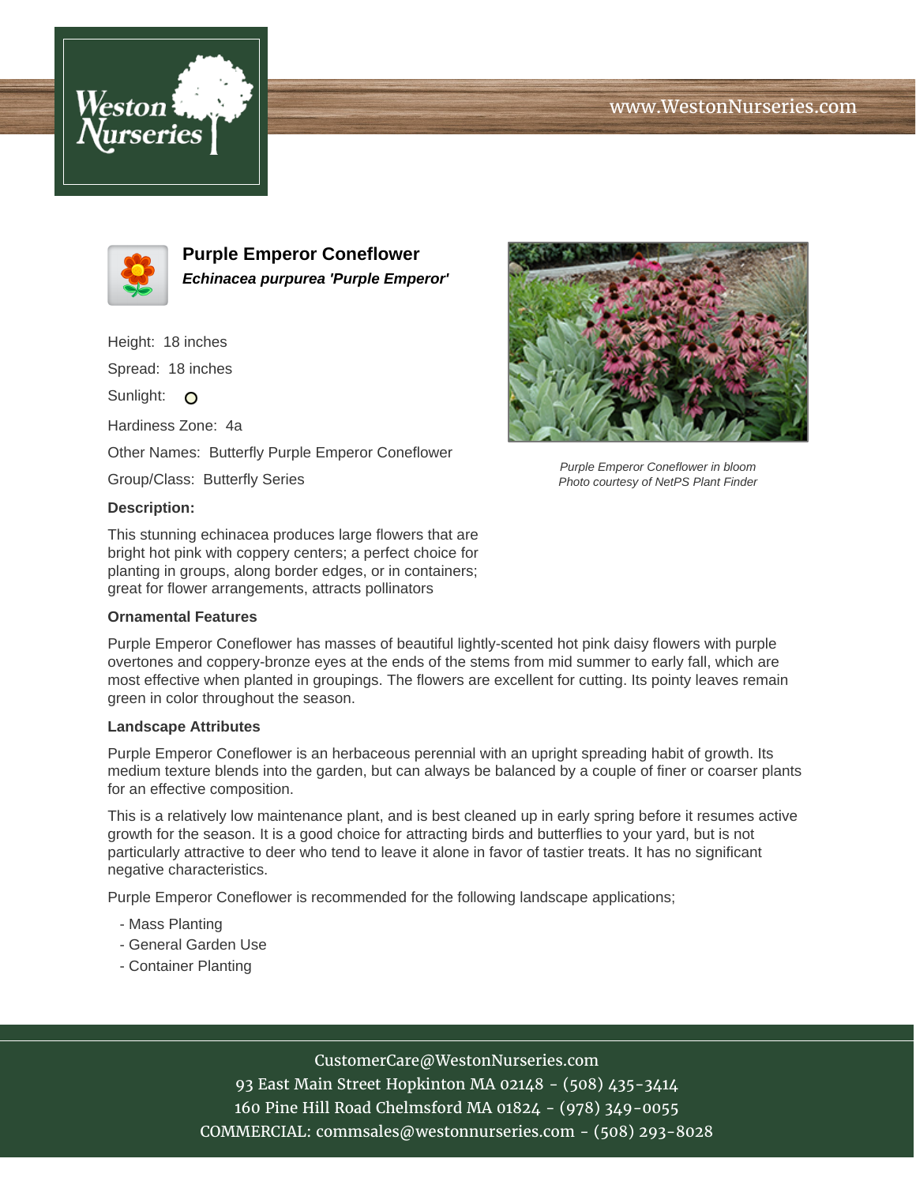# Purple Emperor Coneflower

***Echinacea purpurea 'Purple Emperor'***

Height: 18 inches

Spread: 18 inches

Sunlight:

Hardiness Zone: 4a

Other Names: Butterfly Purple Emperor Coneflower

Group/Class: Butterfly Series

*Purple Emperor Coneflower in bloom*
*Photo courtesy of NetPS Plant Finder*

**Description:**

This stunning echinacea produces large flowers that are bright hot pink with coppery centers; a perfect choice for planting in groups, along border edges, or in containers; great for flower arrangements, attracts pollinators

### Ornamental Features

Purple Emperor Coneflower has masses of beautiful lightly-scented hot pink daisy flowers with purple overtones and coppery-bronze eyes at the ends of the stems from mid summer to early fall, which are most effective when planted in groupings. The flowers are excellent for cutting. Its pointy leaves remain green in color throughout the season.

### Landscape Attributes

Purple Emperor Coneflower is an herbaceous perennial with an upright spreading habit of growth. Its medium texture blends into the garden, but can always be balanced by a couple of finer or coarser plants for an effective composition.

This is a relatively low maintenance plant, and is best cleaned up in early spring before it resumes active growth for the season. It is a good choice for attracting birds and butterflies to your yard, but is not particularly attractive to deer who tend to leave it alone in favor of tastier treats. It has no significant negative characteristics.

Purple Emperor Coneflower is recommended for the following landscape applications;

- Mass Planting
- General Garden Use
- Container Planting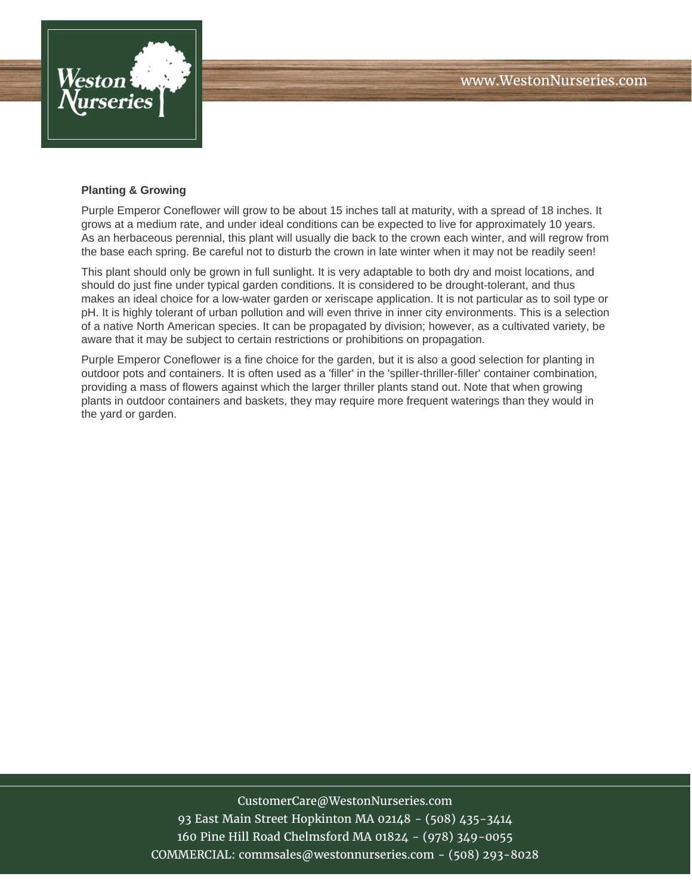**Planting & Growing**

Purple Emperor Coneflower will grow to be about 15 inches tall at maturity, with a spread of 18 inches. It grows at a medium rate, and under ideal conditions can be expected to live for approximately 10 years. As an herbaceous perennial, this plant will usually die back to the crown each winter, and will regrow from the base each spring. Be careful not to disturb the crown in late winter when it may not be readily seen!

This plant should only be grown in full sunlight. It is very adaptable to both dry and moist locations, and should do just fine under typical garden conditions. It is considered to be drought-tolerant, and thus makes an ideal choice for a low-water garden or xeriscape application. It is not particular as to soil type or pH. It is highly tolerant of urban pollution and will even thrive in inner city environments. This is a selection of a native North American species. It can be propagated by division; however, as a cultivated variety, be aware that it may be subject to certain restrictions or prohibitions on propagation.

Purple Emperor Coneflower is a fine choice for the garden, but it is also a good selection for planting in outdoor pots and containers. It is often used as a 'filler' in the 'spiller-thriller-filler' container combination, providing a mass of flowers against which the larger thriller plants stand out. Note that when growing plants in outdoor containers and baskets, they may require more frequent waterings than they would in the yard or garden.